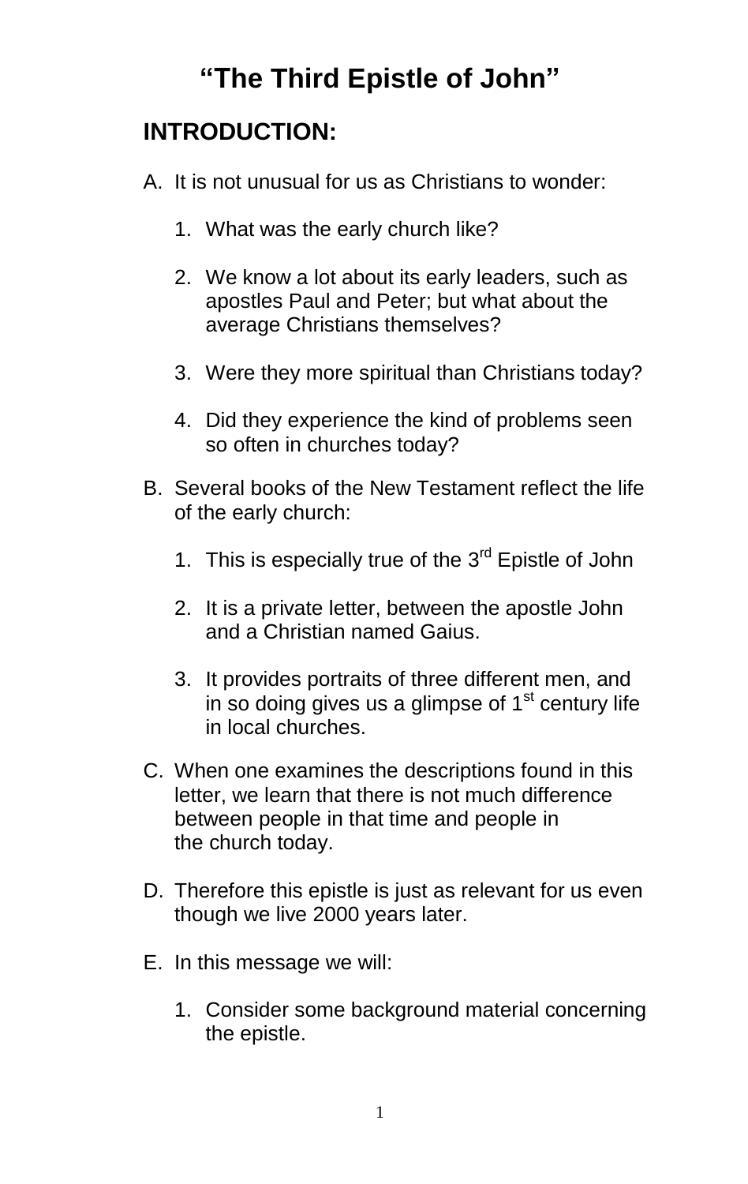# “The Third Epistle of John”

## INTRODUCTION:

A. It is not unusual for us as Christians to wonder:

   1. What was the early church like?

   2. We know a lot about its early leaders, such as apostles Paul and Peter; but what about the average Christians themselves?

   3. Were they more spiritual than Christians today?

   4. Did they experience the kind of problems seen so often in churches today?

B. Several books of the New Testament reflect the life of the early church:

   1. This is especially true of the 3rd Epistle of John

   2. It is a private letter, between the apostle John and a Christian named Gaius.

   3. It provides portraits of three different men, and in so doing gives us a glimpse of 1st century life in local churches.

C. When one examines the descriptions found in this letter, we learn that there is not much difference between people in that time and people in the church today.

D. Therefore this epistle is just as relevant for us even though we live 2000 years later.

E. In this message we will:

   1. Consider some background material concerning the epistle.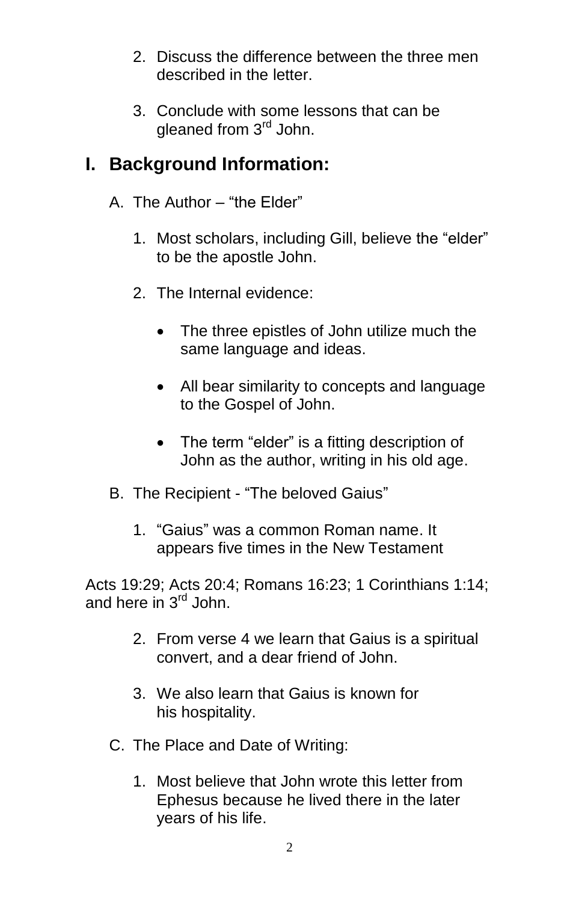2. Discuss the difference between the three men described in the letter.

3. Conclude with some lessons that can be gleaned from 3rd John.

# I. Background Information:

A. The Author – "the Elder"

1. Most scholars, including Gill, believe the "elder" to be the apostle John.

2. The Internal evidence:

   - The three epistles of John utilize much the same language and ideas.

   - All bear similarity to concepts and language to the Gospel of John.

   - The term "elder" is a fitting description of John as the author, writing in his old age.

B. The Recipient - "The beloved Gaius"

1. "Gaius" was a common Roman name. It appears five times in the New Testament

Acts 19:29; Acts 20:4; Romans 16:23; 1 Corinthians 1:14; and here in 3rd John.

2. From verse 4 we learn that Gaius is a spiritual convert, and a dear friend of John.

3. We also learn that Gaius is known for his hospitality.

C. The Place and Date of Writing:

1. Most believe that John wrote this letter from Ephesus because he lived there in the later years of his life.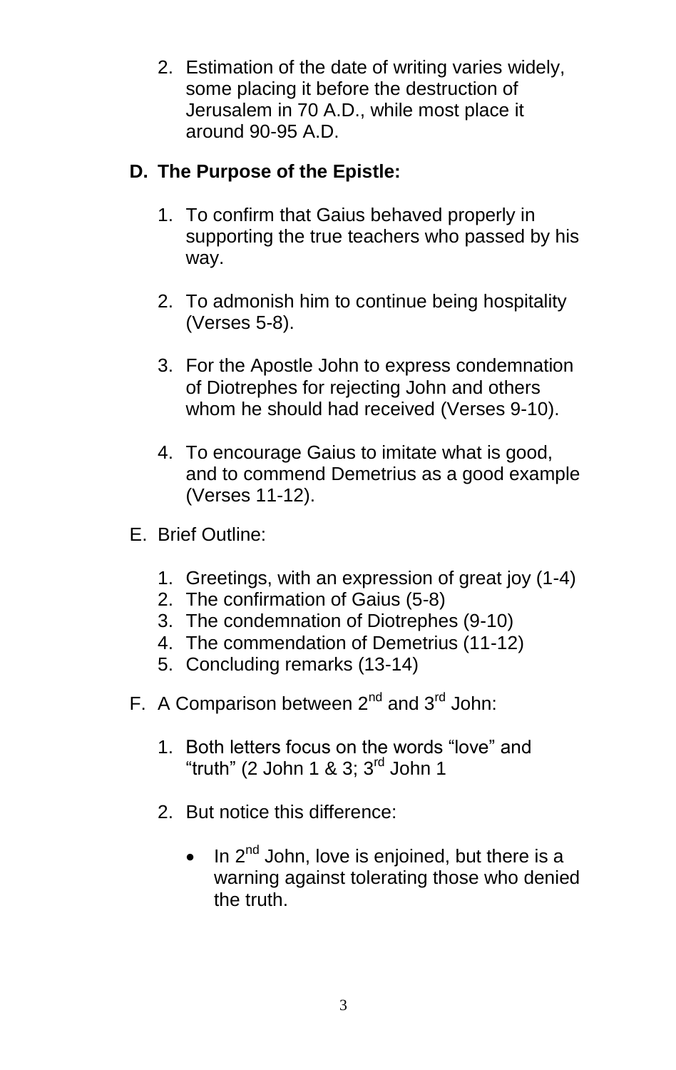2. Estimation of the date of writing varies widely, some placing it before the destruction of Jerusalem in 70 A.D., while most place it around 90-95 A.D.

**D. The Purpose of the Epistle:**

1. To confirm that Gaius behaved properly in supporting the true teachers who passed by his way.

2. To admonish him to continue being hospitality (Verses 5-8).

3. For the Apostle John to express condemnation of Diotrephes for rejecting John and others whom he should had received (Verses 9-10).

4. To encourage Gaius to imitate what is good, and to commend Demetrius as a good example (Verses 11-12).

E. Brief Outline:

1. Greetings, with an expression of great joy (1-4)
2. The confirmation of Gaius (5-8)
3. The condemnation of Diotrephes (9-10)
4. The commendation of Demetrius (11-12)
5. Concluding remarks (13-14)

F. A Comparison between 2nd and 3rd John:

1. Both letters focus on the words “love” and “truth” (2 John 1 & 3; 3rd John 1

2. But notice this difference:

   - In 2nd John, love is enjoined, but there is a warning against tolerating those who denied the truth.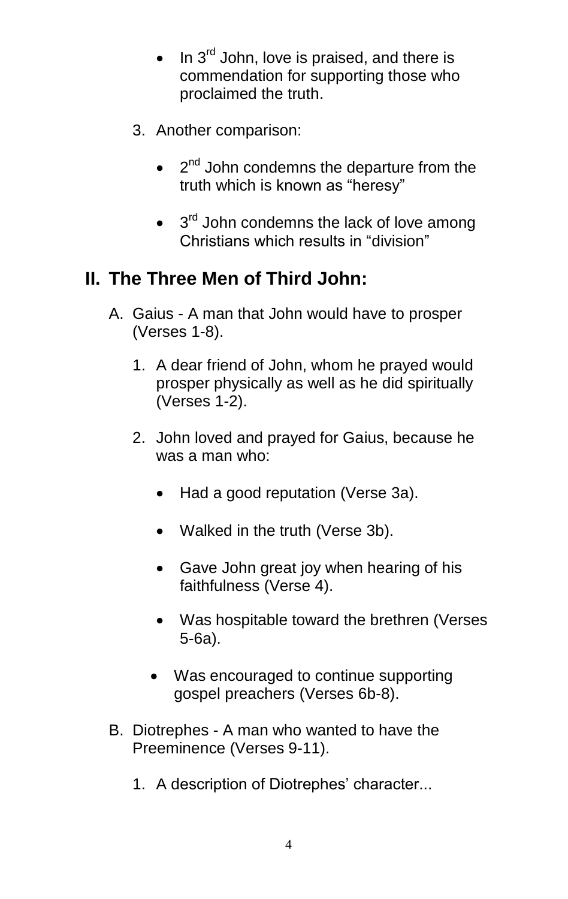- In 3rd John, love is praised, and there is commendation for supporting those who proclaimed the truth.

3. Another comparison:

   - 2nd John condemns the departure from the truth which is known as "heresy"

   - 3rd John condemns the lack of love among Christians which results in "division"

## II. The Three Men of Third John:

A. Gaius - A man that John would have to prosper (Verses 1-8).

   1. A dear friend of John, whom he prayed would prosper physically as well as he did spiritually (Verses 1-2).

   2. John loved and prayed for Gaius, because he was a man who:

      - Had a good reputation (Verse 3a).

      - Walked in the truth (Verse 3b).

      - Gave John great joy when hearing of his faithfulness (Verse 4).

      - Was hospitable toward the brethren (Verses 5-6a).

      - Was encouraged to continue supporting gospel preachers (Verses 6b-8).

B. Diotrephes - A man who wanted to have the Preeminence (Verses 9-11).

   1. A description of Diotrephes' character...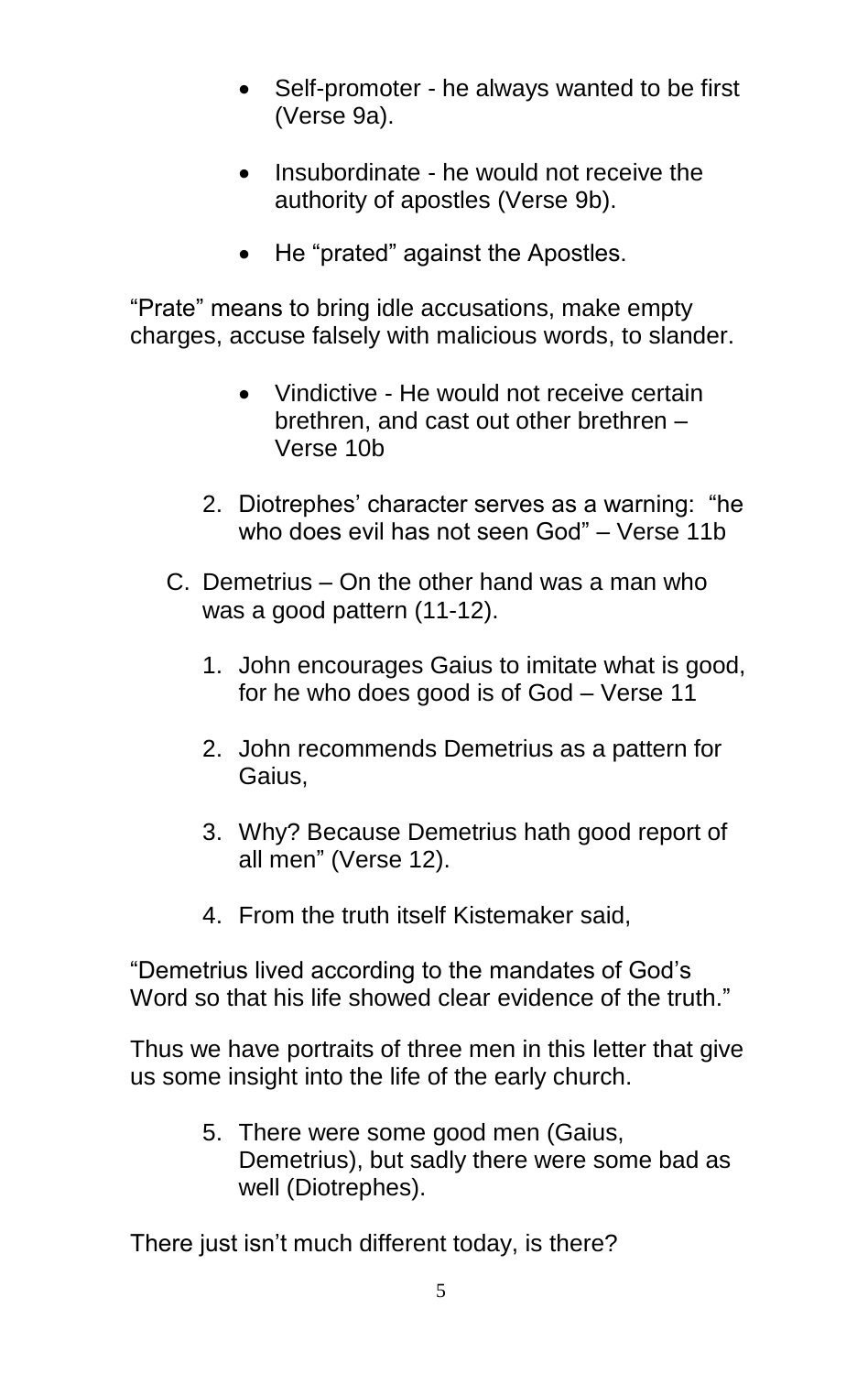- Self-promoter - he always wanted to be first (Verse 9a).

- Insubordinate - he would not receive the authority of apostles (Verse 9b).

- He “prated” against the Apostles.

“Prate” means to bring idle accusations, make empty charges, accuse falsely with malicious words, to slander.

- Vindictive - He would not receive certain brethren, and cast out other brethren – Verse 10b

2. Diotrephes’ character serves as a warning: “he who does evil has not seen God” – Verse 11b

C. Demetrius – On the other hand was a man who was a good pattern (11-12).

1. John encourages Gaius to imitate what is good, for he who does good is of God – Verse 11

2. John recommends Demetrius as a pattern for Gaius,

3. Why? Because Demetrius hath good report of all men” (Verse 12).

4. From the truth itself Kistemaker said,

“Demetrius lived according to the mandates of God’s Word so that his life showed clear evidence of the truth.”

Thus we have portraits of three men in this letter that give us some insight into the life of the early church.

5. There were some good men (Gaius, Demetrius), but sadly there were some bad as well (Diotrephes).

There just isn’t much different today, is there?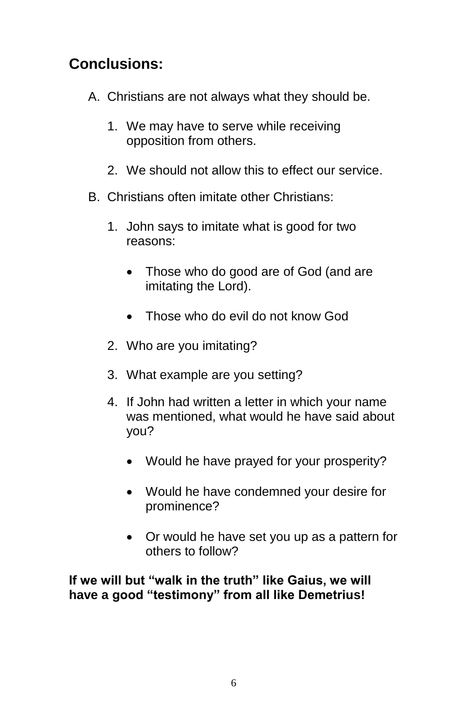## Conclusions:

A. Christians are not always what they should be.

   1. We may have to serve while receiving opposition from others.

   2. We should not allow this to effect our service.

B. Christians often imitate other Christians:

   1. John says to imitate what is good for two reasons:

      - Those who do good are of God (and are imitating the Lord).

      - Those who do evil do not know God

   2. Who are you imitating?

   3. What example are you setting?

   4. If John had written a letter in which your name was mentioned, what would he have said about you?

      - Would he have prayed for your prosperity?

      - Would he have condemned your desire for prominence?

      - Or would he have set you up as a pattern for others to follow?

**If we will but "walk in the truth" like Gaius, we will have a good "testimony" from all like Demetrius!**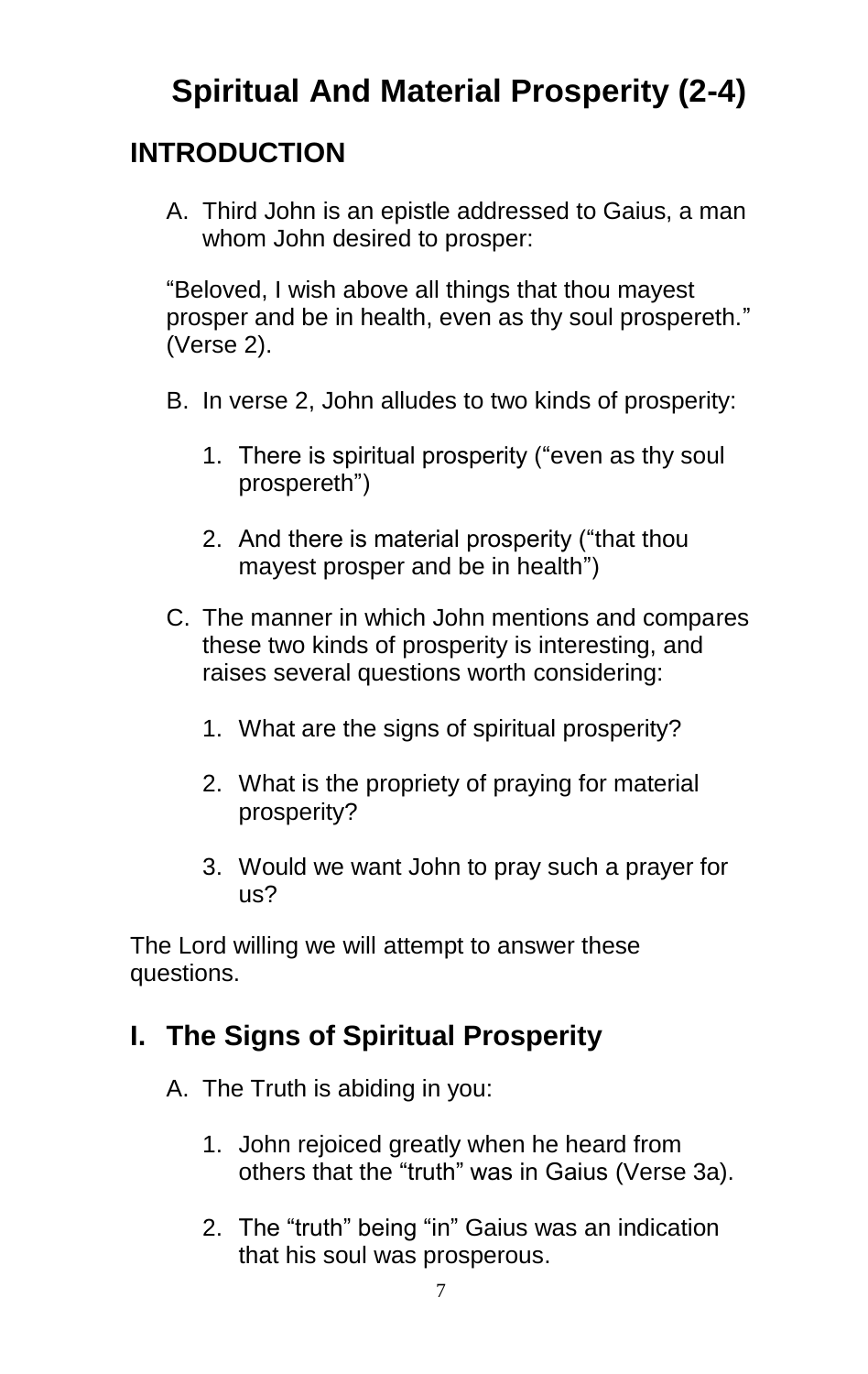# Spiritual And Material Prosperity (2-4)

## INTRODUCTION

A. Third John is an epistle addressed to Gaius, a man whom John desired to prosper:

"Beloved, I wish above all things that thou mayest prosper and be in health, even as thy soul prospereth." (Verse 2).

B. In verse 2, John alludes to two kinds of prosperity:

1. There is spiritual prosperity ("even as thy soul prospereth")

2. And there is material prosperity ("that thou mayest prosper and be in health")

C. The manner in which John mentions and compares these two kinds of prosperity is interesting, and raises several questions worth considering:

1. What are the signs of spiritual prosperity?

2. What is the propriety of praying for material prosperity?

3. Would we want John to pray such a prayer for us?

The Lord willing we will attempt to answer these questions.

## I. The Signs of Spiritual Prosperity

A. The Truth is abiding in you:

1. John rejoiced greatly when he heard from others that the "truth" was in Gaius (Verse 3a).

2. The "truth" being "in" Gaius was an indication that his soul was prosperous.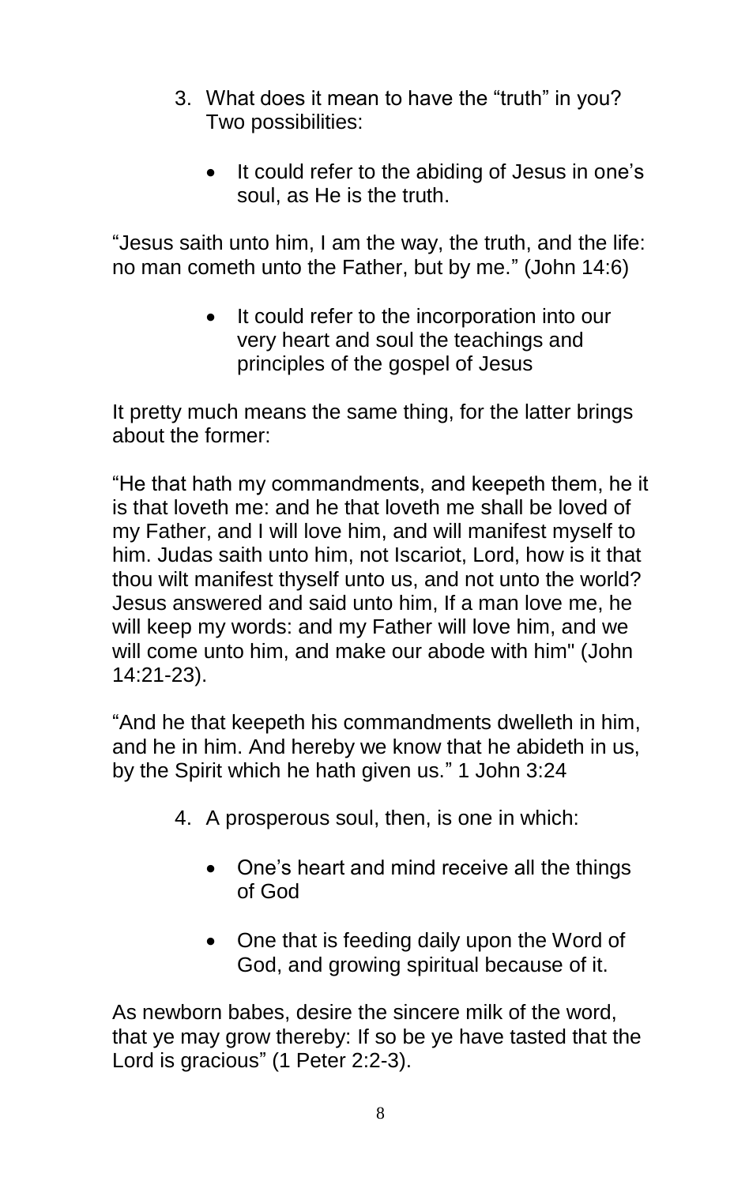3. What does it mean to have the "truth" in you? Two possibilities:

   - It could refer to the abiding of Jesus in one's soul, as He is the truth.

"Jesus saith unto him, I am the way, the truth, and the life: no man cometh unto the Father, but by me." (John 14:6)

   - It could refer to the incorporation into our very heart and soul the teachings and principles of the gospel of Jesus

It pretty much means the same thing, for the latter brings about the former:

"He that hath my commandments, and keepeth them, he it is that loveth me: and he that loveth me shall be loved of my Father, and I will love him, and will manifest myself to him. Judas saith unto him, not Iscariot, Lord, how is it that thou wilt manifest thyself unto us, and not unto the world? Jesus answered and said unto him, If a man love me, he will keep my words: and my Father will love him, and we will come unto him, and make our abode with him" (John 14:21-23).

"And he that keepeth his commandments dwelleth in him, and he in him. And hereby we know that he abideth in us, by the Spirit which he hath given us." 1 John 3:24

4. A prosperous soul, then, is one in which:

   - One's heart and mind receive all the things of God

   - One that is feeding daily upon the Word of God, and growing spiritual because of it.

As newborn babes, desire the sincere milk of the word, that ye may grow thereby: If so be ye have tasted that the Lord is gracious" (1 Peter 2:2-3).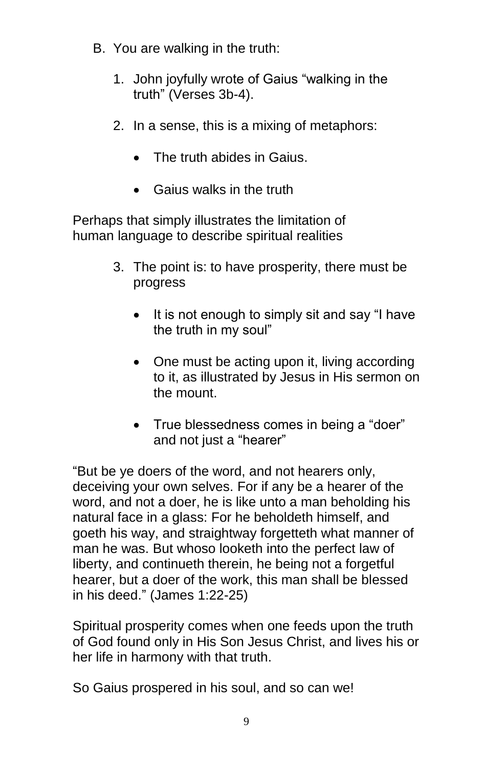B. You are walking in the truth:

   1. John joyfully wrote of Gaius "walking in the truth" (Verses 3b-4).

   2. In a sense, this is a mixing of metaphors:

      - The truth abides in Gaius.

      - Gaius walks in the truth

Perhaps that simply illustrates the limitation of human language to describe spiritual realities

   3. The point is: to have prosperity, there must be progress

      - It is not enough to simply sit and say "I have the truth in my soul"

      - One must be acting upon it, living according to it, as illustrated by Jesus in His sermon on the mount.

      - True blessedness comes in being a "doer" and not just a "hearer"

"But be ye doers of the word, and not hearers only, deceiving your own selves. For if any be a hearer of the word, and not a doer, he is like unto a man beholding his natural face in a glass: For he beholdeth himself, and goeth his way, and straightway forgetteth what manner of man he was. But whoso looketh into the perfect law of liberty, and continueth therein, he being not a forgetful hearer, but a doer of the work, this man shall be blessed in his deed." (James 1:22-25)

Spiritual prosperity comes when one feeds upon the truth of God found only in His Son Jesus Christ, and lives his or her life in harmony with that truth.

So Gaius prospered in his soul, and so can we!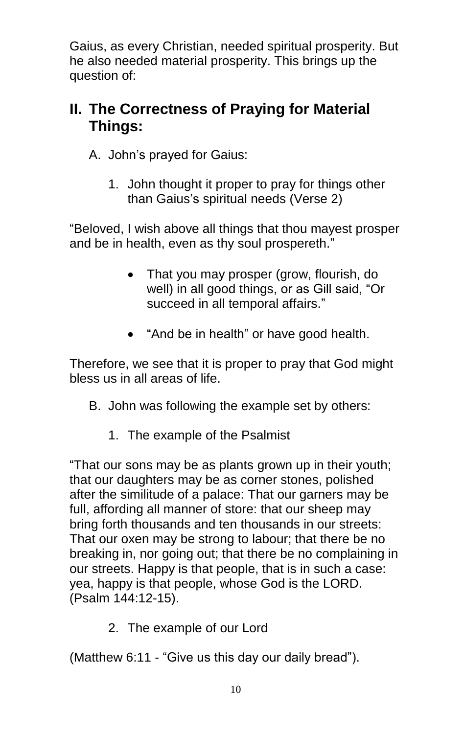Gaius, as every Christian, needed spiritual prosperity. But he also needed material prosperity. This brings up the question of:

## II. The Correctness of Praying for Material Things:

A. John's prayed for Gaius:

1. John thought it proper to pray for things other than Gaius's spiritual needs (Verse 2)

"Beloved, I wish above all things that thou mayest prosper and be in health, even as thy soul prospereth."

- That you may prosper (grow, flourish, do well) in all good things, or as Gill said, "Or succeed in all temporal affairs."
- "And be in health" or have good health.

Therefore, we see that it is proper to pray that God might bless us in all areas of life.

B. John was following the example set by others:

1. The example of the Psalmist

"That our sons may be as plants grown up in their youth; that our daughters may be as corner stones, polished after the similitude of a palace: That our garners may be full, affording all manner of store: that our sheep may bring forth thousands and ten thousands in our streets: That our oxen may be strong to labour; that there be no breaking in, nor going out; that there be no complaining in our streets. Happy is that people, that is in such a case: yea, happy is that people, whose God is the LORD. (Psalm 144:12-15).

2. The example of our Lord

(Matthew 6:11 - "Give us this day our daily bread").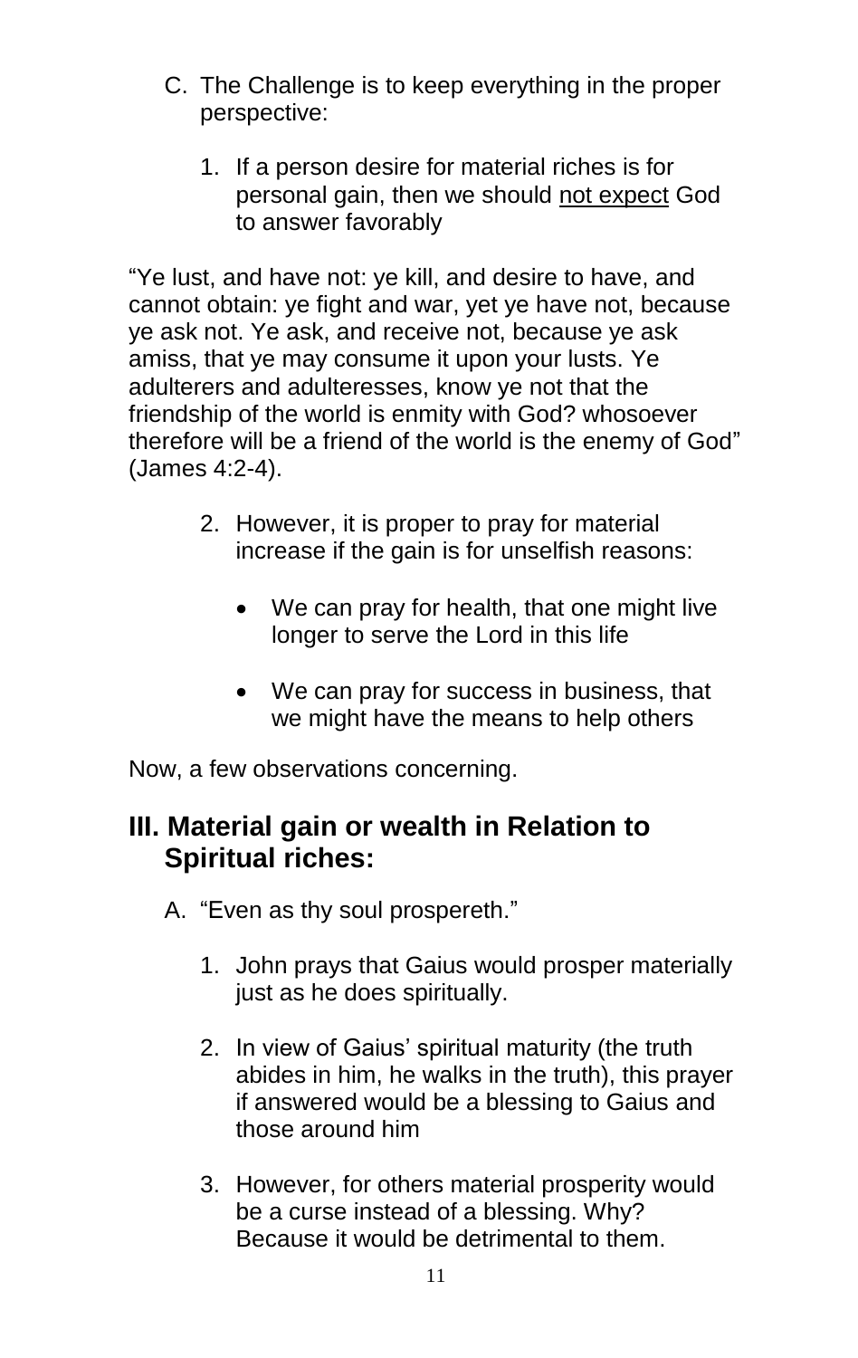C. The Challenge is to keep everything in the proper perspective:

1. If a person desire for material riches is for personal gain, then we should <u>not expect</u> God to answer favorably

"Ye lust, and have not: ye kill, and desire to have, and cannot obtain: ye fight and war, yet ye have not, because ye ask not. Ye ask, and receive not, because ye ask amiss, that ye may consume it upon your lusts. Ye adulterers and adulteresses, know ye not that the friendship of the world is enmity with God? whosoever therefore will be a friend of the world is the enemy of God" (James 4:2-4).

2. However, it is proper to pray for material increase if the gain is for unselfish reasons:

   - We can pray for health, that one might live longer to serve the Lord in this life
   - We can pray for success in business, that we might have the means to help others

Now, a few observations concerning.

## III. Material gain or wealth in Relation to Spiritual riches:

A. "Even as thy soul prospereth."

1. John prays that Gaius would prosper materially just as he does spiritually.
2. In view of Gaius' spiritual maturity (the truth abides in him, he walks in the truth), this prayer if answered would be a blessing to Gaius and those around him
3. However, for others material prosperity would be a curse instead of a blessing. Why? Because it would be detrimental to them.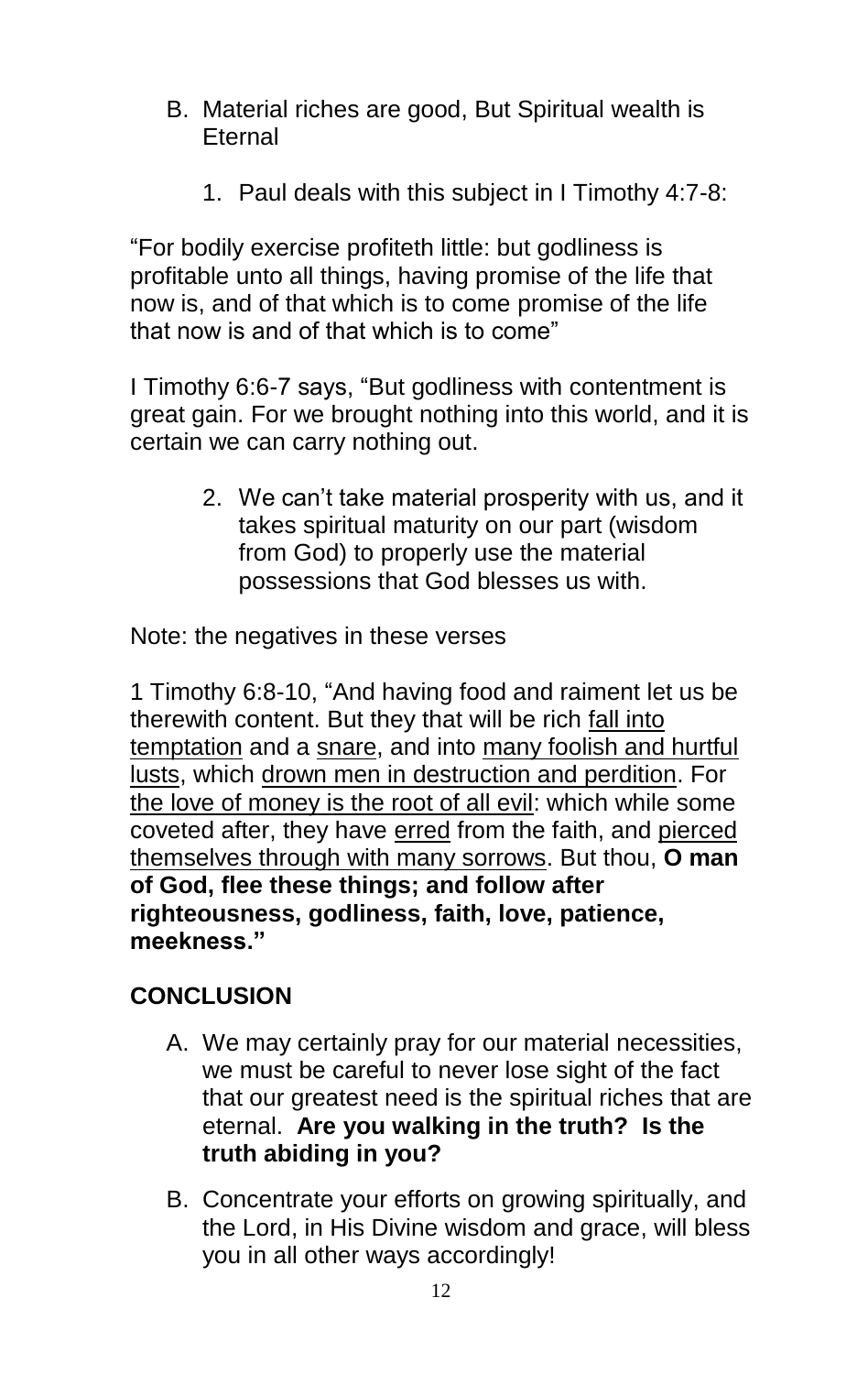B. Material riches are good, But Spiritual wealth is Eternal

   1. Paul deals with this subject in I Timothy 4:7-8:

"For bodily exercise profiteth little: but godliness is profitable unto all things, having promise of the life that now is, and of that which is to come promise of the life that now is and of that which is to come"

I Timothy 6:6-7 says, "But godliness with contentment is great gain. For we brought nothing into this world, and it is certain we can carry nothing out.

   2. We can't take material prosperity with us, and it takes spiritual maturity on our part (wisdom from God) to properly use the material possessions that God blesses us with.

Note: the negatives in these verses

1 Timothy 6:8-10, "And having food and raiment let us be therewith content. But they that will be rich <u>fall into temptation</u> and a <u>snare</u>, and into <u>many foolish and hurtful lusts</u>, which <u>drown men in destruction and perdition</u>. For <u>the love of money is the root of all evil</u>: which while some coveted after, they have <u>erred</u> from the faith, and <u>pierced themselves through with many sorrows</u>. But thou, **O man of God, flee these things; and follow after righteousness, godliness, faith, love, patience, meekness."**

## CONCLUSION

A. We may certainly pray for our material necessities, we must be careful to never lose sight of the fact that our greatest need is the spiritual riches that are eternal. **Are you walking in the truth? Is the truth abiding in you?**

B. Concentrate your efforts on growing spiritually, and the Lord, in His Divine wisdom and grace, will bless you in all other ways accordingly!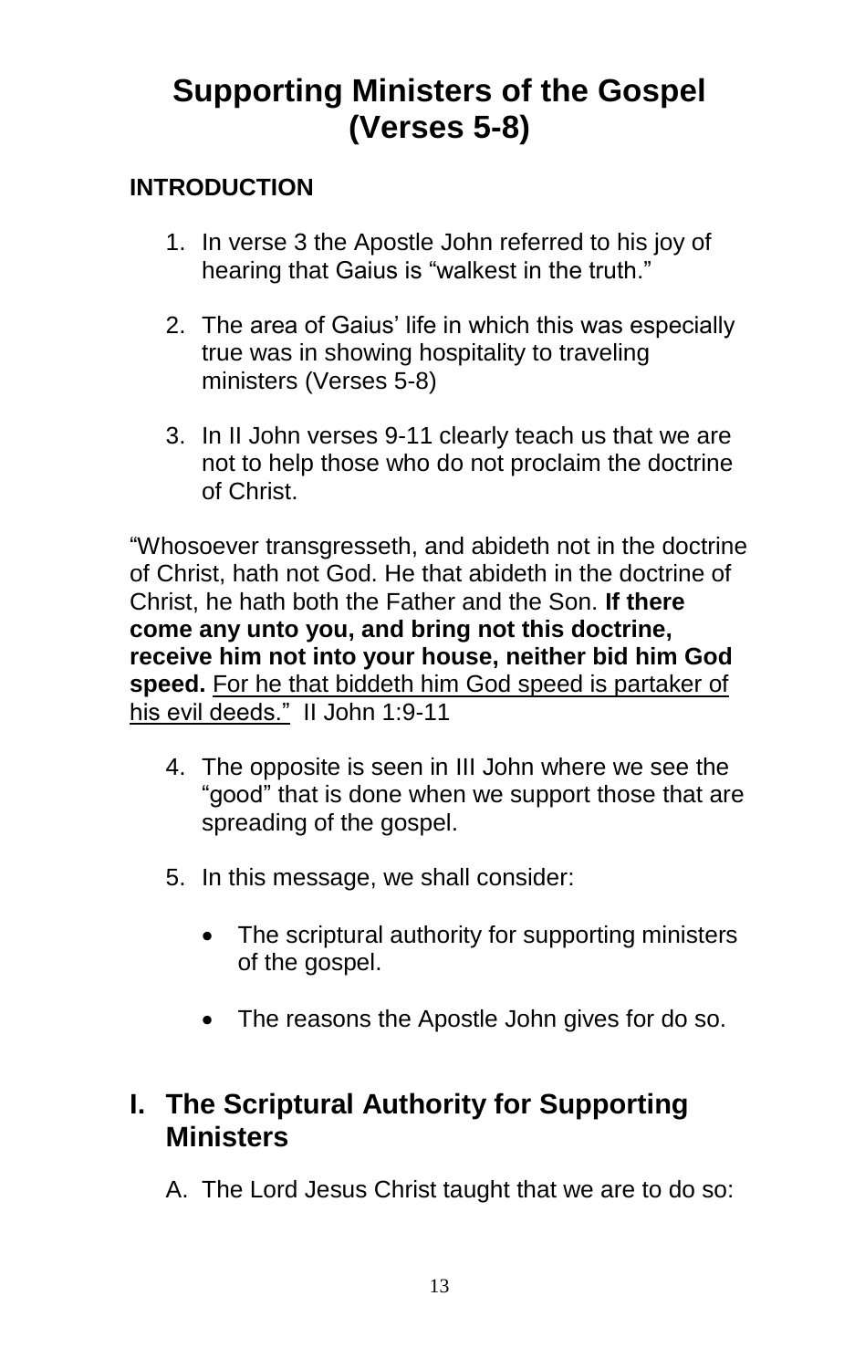# Supporting Ministers of the Gospel (Verses 5-8)

### INTRODUCTION

1. In verse 3 the Apostle John referred to his joy of hearing that Gaius is "walkest in the truth."

2. The area of Gaius' life in which this was especially true was in showing hospitality to traveling ministers (Verses 5-8)

3. In II John verses 9-11 clearly teach us that we are not to help those who do not proclaim the doctrine of Christ.

"Whosoever transgresseth, and abideth not in the doctrine of Christ, hath not God. He that abideth in the doctrine of Christ, he hath both the Father and the Son. **If there come any unto you, and bring not this doctrine, receive him not into your house, neither bid him God speed.** <u>For he that biddeth him God speed is partaker of his evil deeds."</u> II John 1:9-11

4. The opposite is seen in III John where we see the "good" that is done when we support those that are spreading of the gospel.

5. In this message, we shall consider:

   - The scriptural authority for supporting ministers of the gospel.

   - The reasons the Apostle John gives for do so.

## I. The Scriptural Authority for Supporting Ministers

A. The Lord Jesus Christ taught that we are to do so: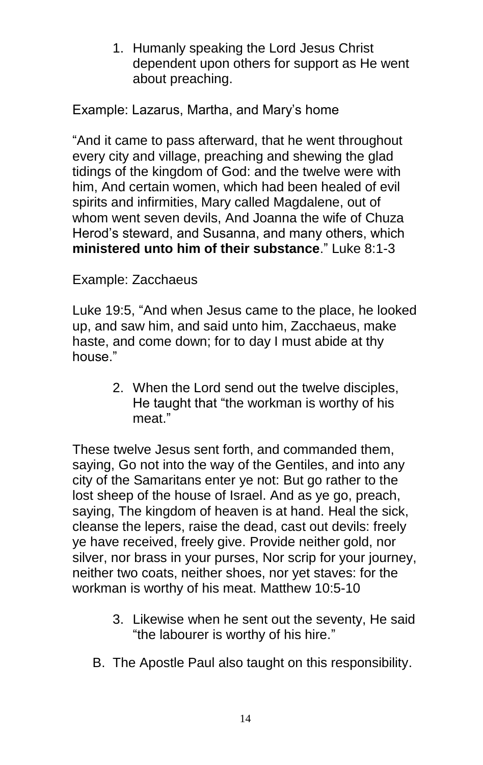1. Humanly speaking the Lord Jesus Christ dependent upon others for support as He went about preaching.

Example: Lazarus, Martha, and Mary's home

"And it came to pass afterward, that he went throughout every city and village, preaching and shewing the glad tidings of the kingdom of God: and the twelve were with him, And certain women, which had been healed of evil spirits and infirmities, Mary called Magdalene, out of whom went seven devils, And Joanna the wife of Chuza Herod's steward, and Susanna, and many others, which **ministered unto him of their substance**." Luke 8:1-3

Example: Zacchaeus

Luke 19:5, "And when Jesus came to the place, he looked up, and saw him, and said unto him, Zacchaeus, make haste, and come down; for to day I must abide at thy house."

2. When the Lord send out the twelve disciples, He taught that "the workman is worthy of his meat."

These twelve Jesus sent forth, and commanded them, saying, Go not into the way of the Gentiles, and into any city of the Samaritans enter ye not: But go rather to the lost sheep of the house of Israel. And as ye go, preach, saying, The kingdom of heaven is at hand. Heal the sick, cleanse the lepers, raise the dead, cast out devils: freely ye have received, freely give. Provide neither gold, nor silver, nor brass in your purses, Nor scrip for your journey, neither two coats, neither shoes, nor yet staves: for the workman is worthy of his meat. Matthew 10:5-10

3. Likewise when he sent out the seventy, He said "the labourer is worthy of his hire."

B. The Apostle Paul also taught on this responsibility.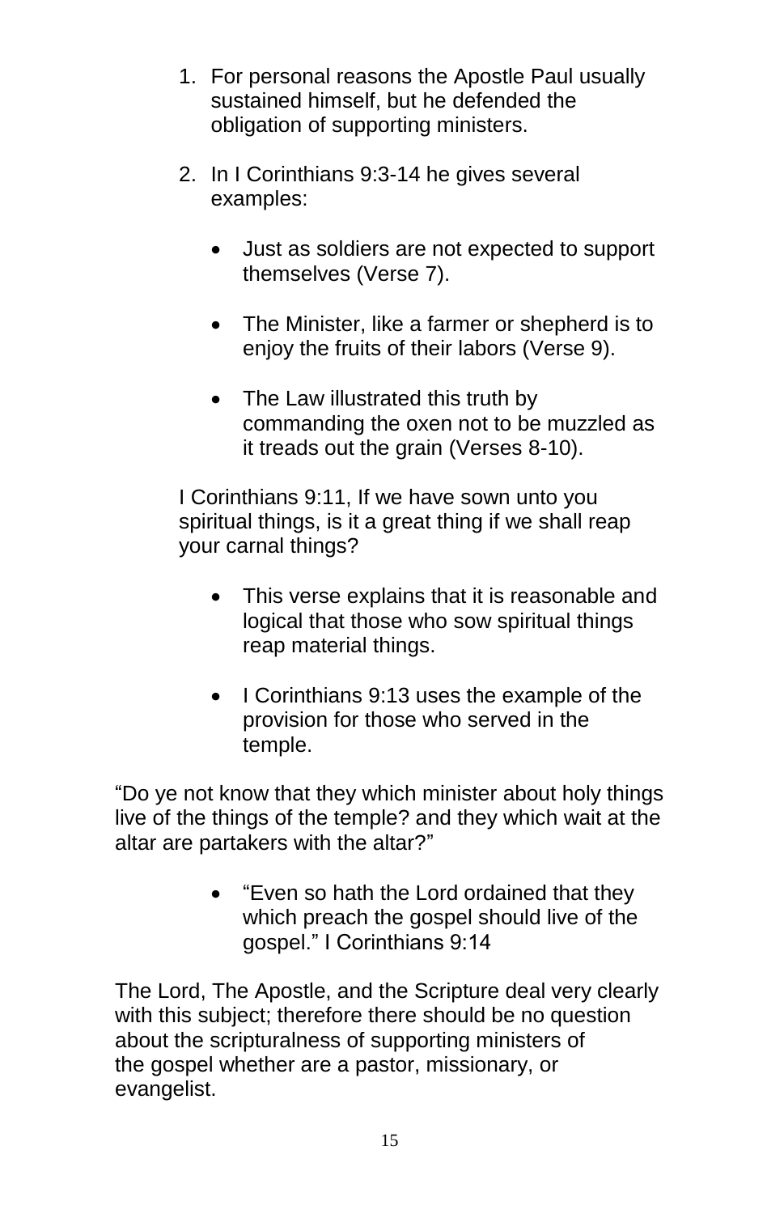1. For personal reasons the Apostle Paul usually sustained himself, but he defended the obligation of supporting ministers.

2. In I Corinthians 9:3-14 he gives several examples:

    - Just as soldiers are not expected to support themselves (Verse 7).

    - The Minister, like a farmer or shepherd is to enjoy the fruits of their labors (Verse 9).

    - The Law illustrated this truth by commanding the oxen not to be muzzled as it treads out the grain (Verses 8-10).

    I Corinthians 9:11, If we have sown unto you spiritual things, is it a great thing if we shall reap your carnal things?

    - This verse explains that it is reasonable and logical that those who sow spiritual things reap material things.

    - I Corinthians 9:13 uses the example of the provision for those who served in the temple.

“Do ye not know that they which minister about holy things live of the things of the temple? and they which wait at the altar are partakers with the altar?”

- “Even so hath the Lord ordained that they which preach the gospel should live of the gospel.” I Corinthians 9:14

The Lord, The Apostle, and the Scripture deal very clearly with this subject; therefore there should be no question about the scripturalness of supporting ministers of the gospel whether are a pastor, missionary, or evangelist.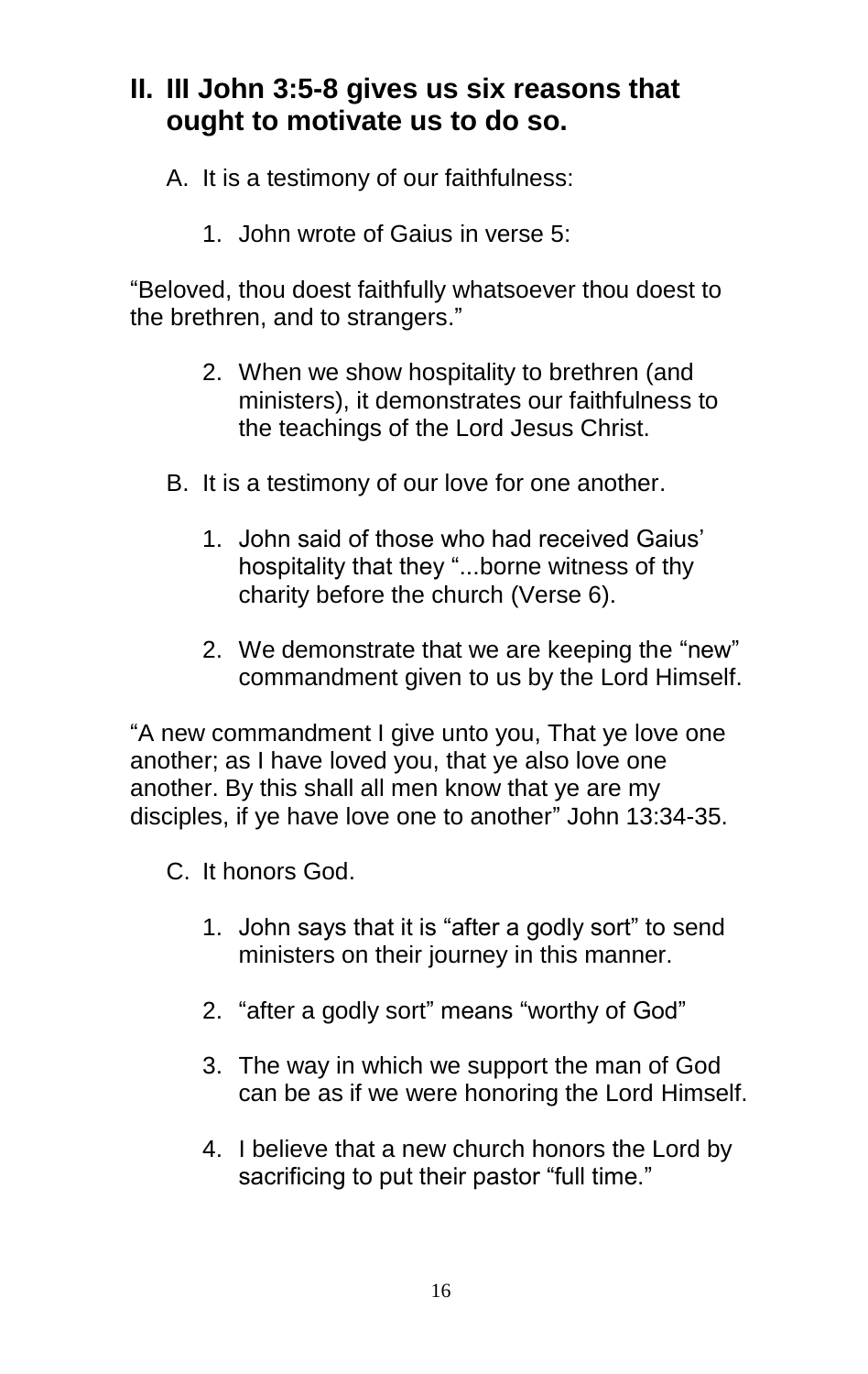## II. III John 3:5-8 gives us six reasons that ought to motivate us to do so.

A. It is a testimony of our faithfulness:

1. John wrote of Gaius in verse 5:

"Beloved, thou doest faithfully whatsoever thou doest to the brethren, and to strangers."

2. When we show hospitality to brethren (and ministers), it demonstrates our faithfulness to the teachings of the Lord Jesus Christ.

B. It is a testimony of our love for one another.

1. John said of those who had received Gaius' hospitality that they "...borne witness of thy charity before the church (Verse 6).

2. We demonstrate that we are keeping the "new" commandment given to us by the Lord Himself.

"A new commandment I give unto you, That ye love one another; as I have loved you, that ye also love one another. By this shall all men know that ye are my disciples, if ye have love one to another" John 13:34-35.

C. It honors God.

1. John says that it is "after a godly sort" to send ministers on their journey in this manner.

2. "after a godly sort" means "worthy of God"

3. The way in which we support the man of God can be as if we were honoring the Lord Himself.

4. I believe that a new church honors the Lord by sacrificing to put their pastor "full time."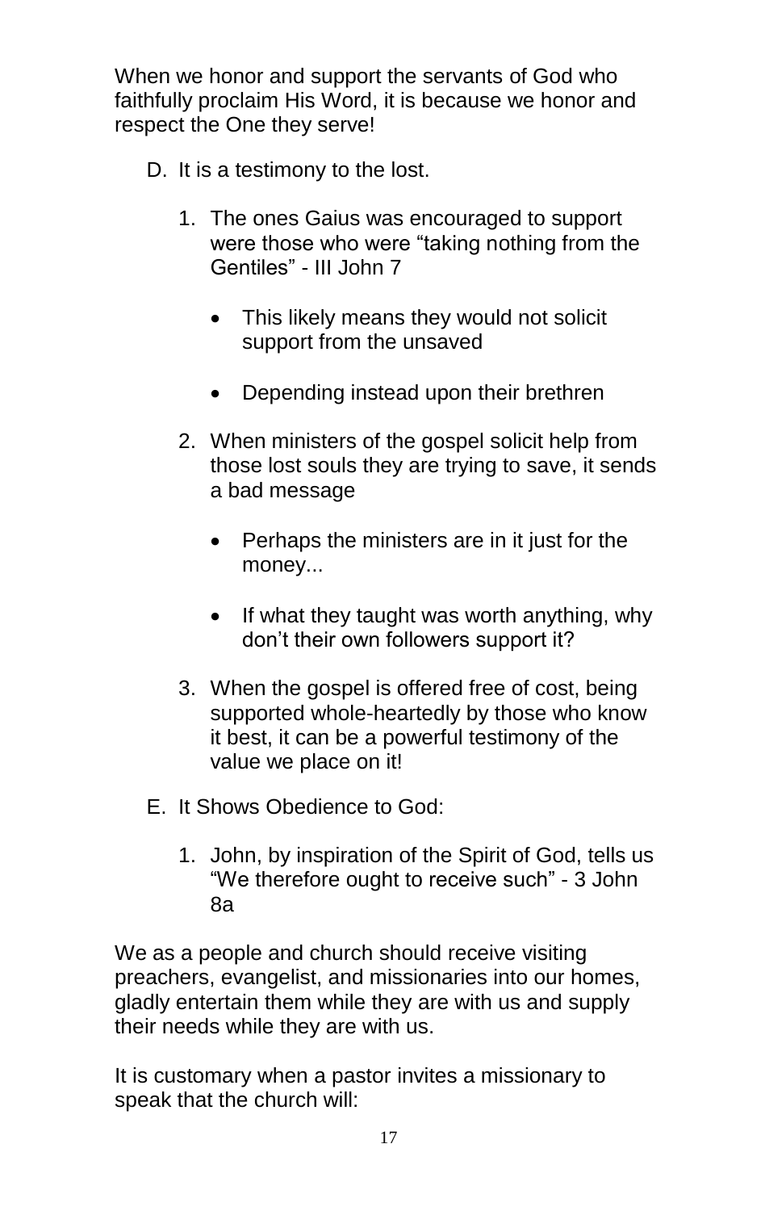When we honor and support the servants of God who faithfully proclaim His Word, it is because we honor and respect the One they serve!

D. It is a testimony to the lost.

   1. The ones Gaius was encouraged to support were those who were "taking nothing from the Gentiles" - III John 7

      - This likely means they would not solicit support from the unsaved

      - Depending instead upon their brethren

   2. When ministers of the gospel solicit help from those lost souls they are trying to save, it sends a bad message

      - Perhaps the ministers are in it just for the money...

      - If what they taught was worth anything, why don't their own followers support it?

   3. When the gospel is offered free of cost, being supported whole-heartedly by those who know it best, it can be a powerful testimony of the value we place on it!

E. It Shows Obedience to God:

   1. John, by inspiration of the Spirit of God, tells us "We therefore ought to receive such" - 3 John 8a

We as a people and church should receive visiting preachers, evangelist, and missionaries into our homes, gladly entertain them while they are with us and supply their needs while they are with us.

It is customary when a pastor invites a missionary to speak that the church will: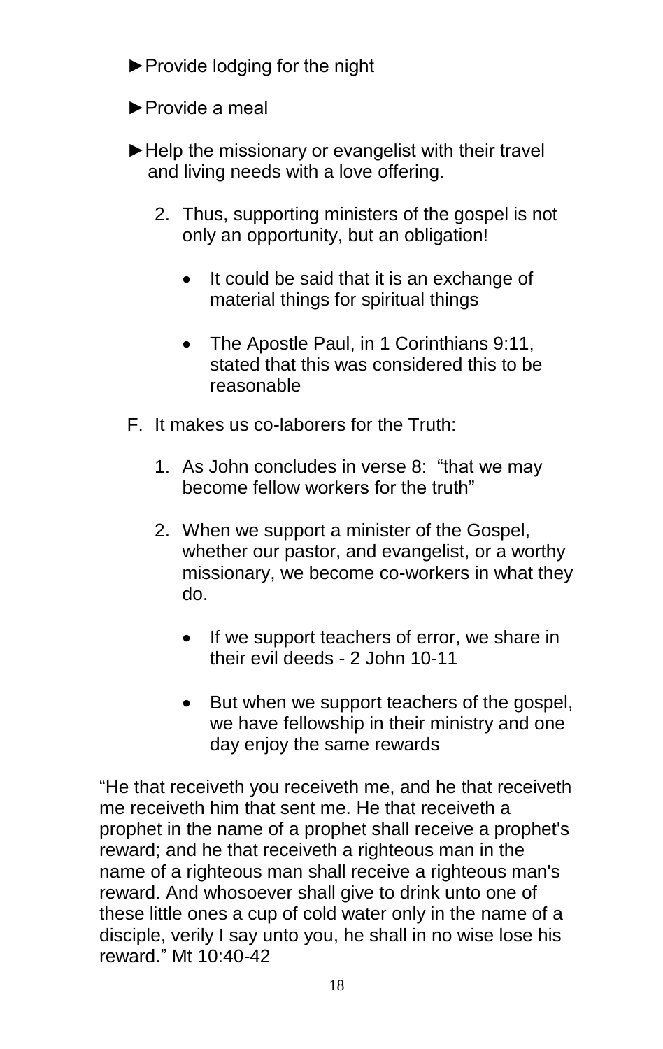►Provide lodging for the night

►Provide a meal

►Help the missionary or evangelist with their travel and living needs with a love offering.

2. Thus, supporting ministers of the gospel is not only an opportunity, but an obligation!

    - It could be said that it is an exchange of material things for spiritual things

    - The Apostle Paul, in 1 Corinthians 9:11, stated that this was considered this to be reasonable

F. It makes us co-laborers for the Truth:

1. As John concludes in verse 8: "that we may become fellow workers for the truth"

2. When we support a minister of the Gospel, whether our pastor, and evangelist, or a worthy missionary, we become co-workers in what they do.

    - If we support teachers of error, we share in their evil deeds - 2 John 10-11

    - But when we support teachers of the gospel, we have fellowship in their ministry and one day enjoy the same rewards

"He that receiveth you receiveth me, and he that receiveth me receiveth him that sent me. He that receiveth a prophet in the name of a prophet shall receive a prophet's reward; and he that receiveth a righteous man in the name of a righteous man shall receive a righteous man's reward. And whosoever shall give to drink unto one of these little ones a cup of cold water only in the name of a disciple, verily I say unto you, he shall in no wise lose his reward." Mt 10:40-42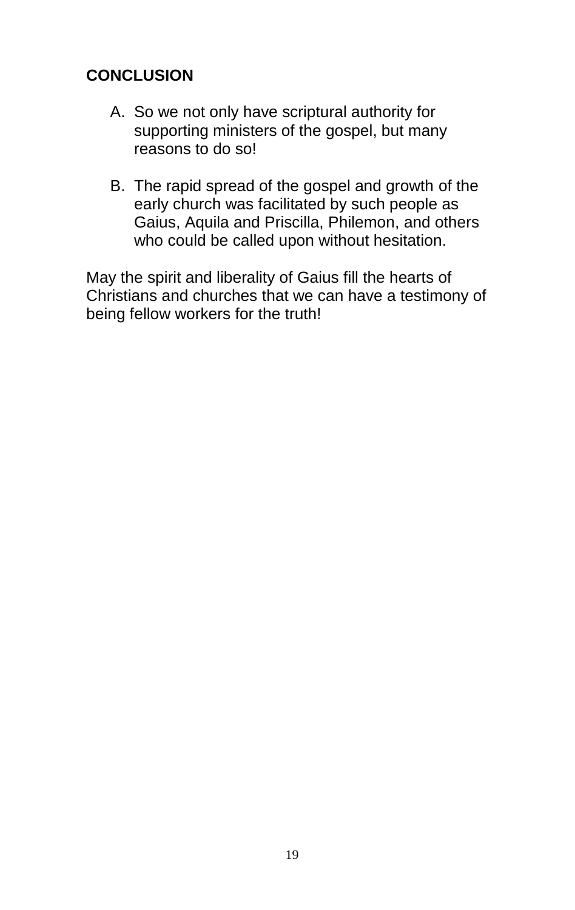**CONCLUSION**

A. So we not only have scriptural authority for supporting ministers of the gospel, but many reasons to do so!

B. The rapid spread of the gospel and growth of the early church was facilitated by such people as Gaius, Aquila and Priscilla, Philemon, and others who could be called upon without hesitation.

May the spirit and liberality of Gaius fill the hearts of Christians and churches that we can have a testimony of being fellow workers for the truth!